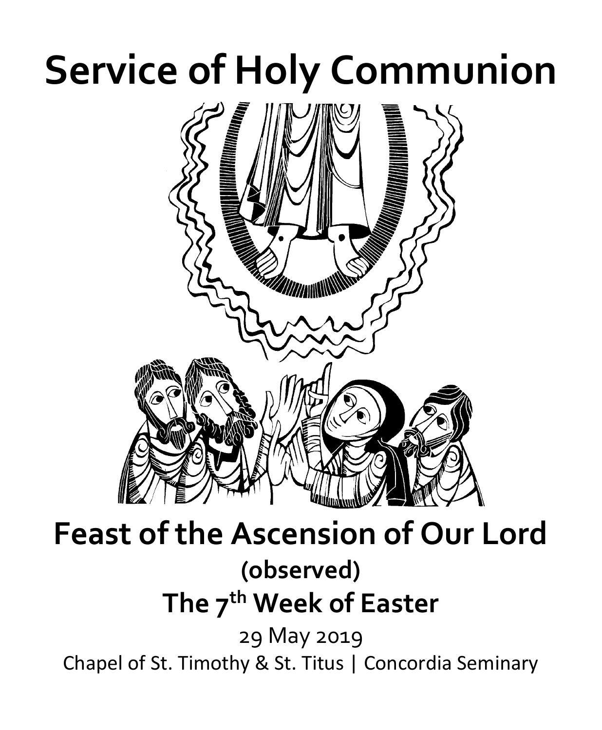# Service of Holy Communion

## Feast of the Ascension of Our Lord

### (observed)

### The 7th Week of Easter

29 May 2019

Chapel of St. Timothy & St. Titus | Concordia Seminary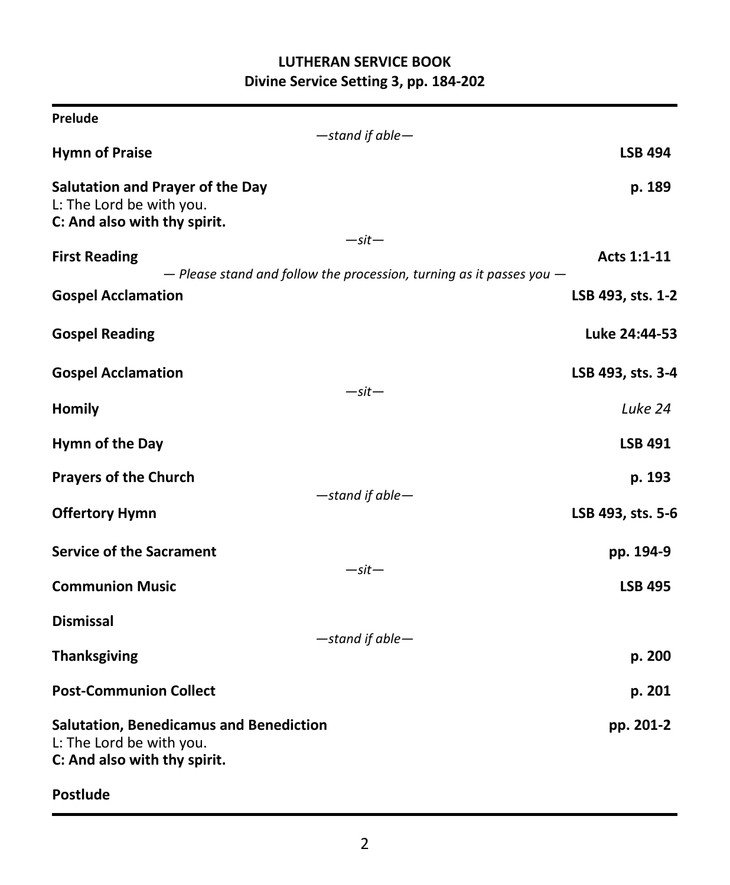## LUTHERAN SERVICE BOOK
## Divine Service Setting 3, pp. 184-202

---

**Prelude**

*—stand if able—*

**Hymn of Praise** — **LSB 494**

**Salutation and Prayer of the Day** — **p. 189**

L: The Lord be with you.
**C: And also with thy spirit.**

*—sit—*

**First Reading** — **Acts 1:1-11**

*— Please stand and follow the procession, turning as it passes you —*

**Gospel Acclamation** — **LSB 493, sts. 1-2**

**Gospel Reading** — **Luke 24:44-53**

**Gospel Acclamation** — **LSB 493, sts. 3-4**

*—sit—*

**Homily** — *Luke 24*

**Hymn of the Day** — **LSB 491**

**Prayers of the Church** — **p. 193**

*—stand if able—*

**Offertory Hymn** — **LSB 493, sts. 5-6**

**Service of the Sacrament** — **pp. 194-9**

*—sit—*

**Communion Music** — **LSB 495**

**Dismissal**

*—stand if able—*

**Thanksgiving** — **p. 200**

**Post-Communion Collect** — **p. 201**

**Salutation, Benedicamus and Benediction** — **pp. 201-2**

L: The Lord be with you.
**C: And also with thy spirit.**

**Postlude**

---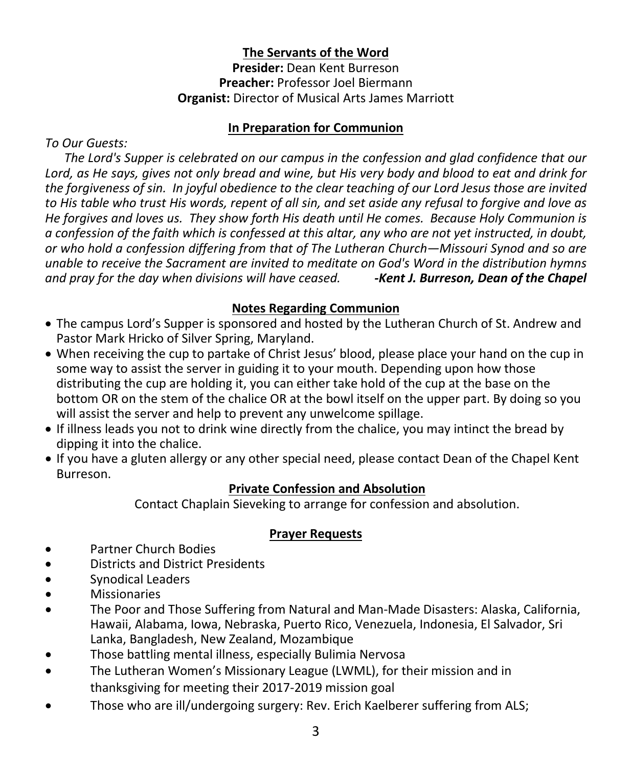## The Servants of the Word

**Presider:** Dean Kent Burreson
**Preacher:** Professor Joel Biermann
**Organist:** Director of Musical Arts James Marriott

## In Preparation for Communion

*To Our Guests:*

*The Lord's Supper is celebrated on our campus in the confession and glad confidence that our Lord, as He says, gives not only bread and wine, but His very body and blood to eat and drink for the forgiveness of sin. In joyful obedience to the clear teaching of our Lord Jesus those are invited to His table who trust His words, repent of all sin, and set aside any refusal to forgive and love as He forgives and loves us. They show forth His death until He comes. Because Holy Communion is a confession of the faith which is confessed at this altar, any who are not yet instructed, in doubt, or who hold a confession differing from that of The Lutheran Church—Missouri Synod and so are unable to receive the Sacrament are invited to meditate on God's Word in the distribution hymns and pray for the day when divisions will have ceased.* ***-Kent J. Burreson, Dean of the Chapel***

## Notes Regarding Communion

- The campus Lord's Supper is sponsored and hosted by the Lutheran Church of St. Andrew and Pastor Mark Hricko of Silver Spring, Maryland.
- When receiving the cup to partake of Christ Jesus' blood, please place your hand on the cup in some way to assist the server in guiding it to your mouth. Depending upon how those distributing the cup are holding it, you can either take hold of the cup at the base on the bottom OR on the stem of the chalice OR at the bowl itself on the upper part. By doing so you will assist the server and help to prevent any unwelcome spillage.
- If illness leads you not to drink wine directly from the chalice, you may intinct the bread by dipping it into the chalice.
- If you have a gluten allergy or any other special need, please contact Dean of the Chapel Kent Burreson.

## Private Confession and Absolution

Contact Chaplain Sieveking to arrange for confession and absolution.

## Prayer Requests

- Partner Church Bodies
- Districts and District Presidents
- Synodical Leaders
- Missionaries
- The Poor and Those Suffering from Natural and Man-Made Disasters: Alaska, California, Hawaii, Alabama, Iowa, Nebraska, Puerto Rico, Venezuela, Indonesia, El Salvador, Sri Lanka, Bangladesh, New Zealand, Mozambique
- Those battling mental illness, especially Bulimia Nervosa
- The Lutheran Women's Missionary League (LWML), for their mission and in thanksgiving for meeting their 2017-2019 mission goal
- Those who are ill/undergoing surgery: Rev. Erich Kaelberer suffering from ALS;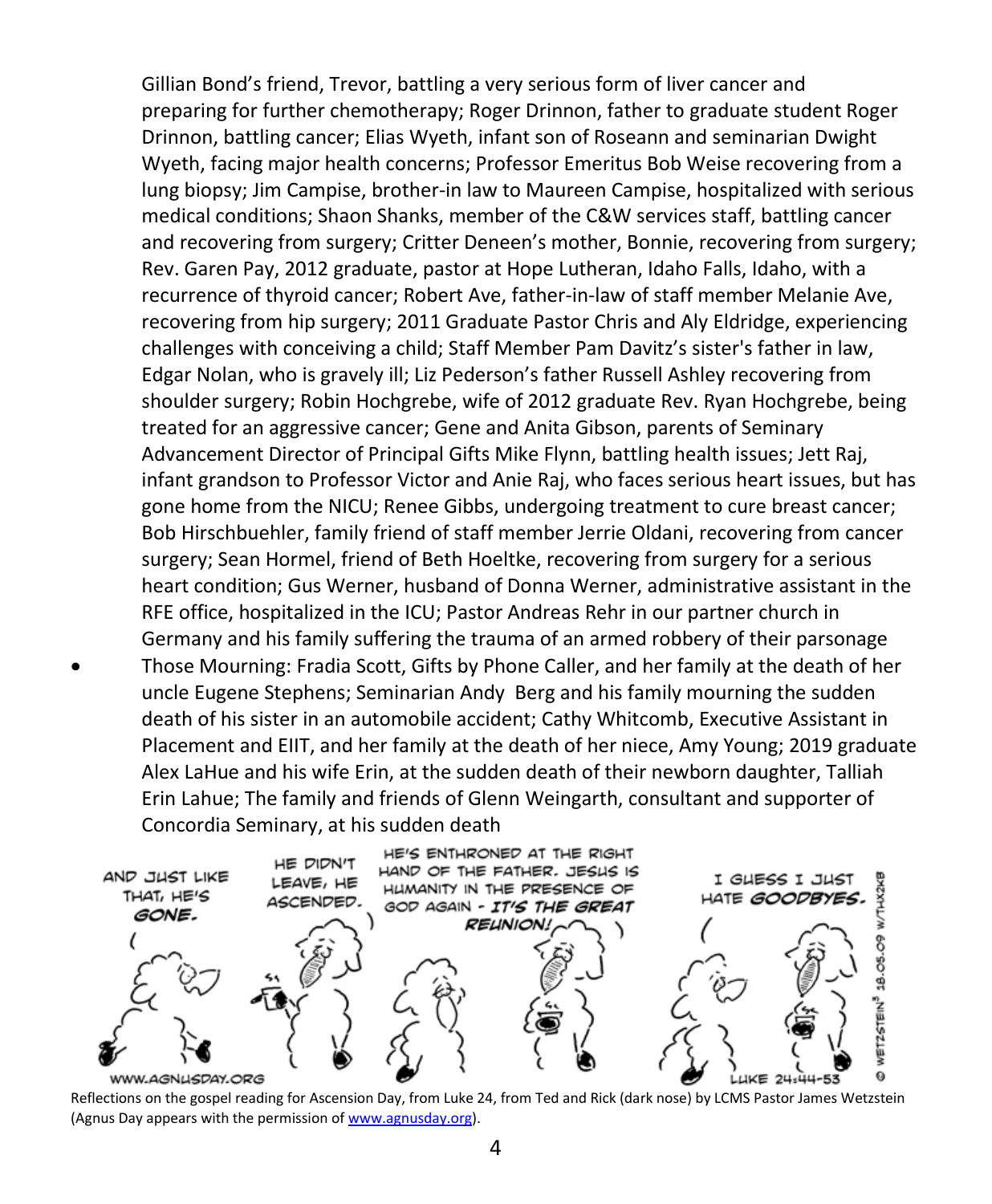Gillian Bond's friend, Trevor, battling a very serious form of liver cancer and preparing for further chemotherapy; Roger Drinnon, father to graduate student Roger Drinnon, battling cancer; Elias Wyeth, infant son of Roseann and seminarian Dwight Wyeth, facing major health concerns; Professor Emeritus Bob Weise recovering from a lung biopsy; Jim Campise, brother-in law to Maureen Campise, hospitalized with serious medical conditions; Shaon Shanks, member of the C&W services staff, battling cancer and recovering from surgery; Critter Deneen's mother, Bonnie, recovering from surgery; Rev. Garen Pay, 2012 graduate, pastor at Hope Lutheran, Idaho Falls, Idaho, with a recurrence of thyroid cancer; Robert Ave, father-in-law of staff member Melanie Ave, recovering from hip surgery; 2011 Graduate Pastor Chris and Aly Eldridge, experiencing challenges with conceiving a child; Staff Member Pam Davitz's sister's father in law, Edgar Nolan, who is gravely ill; Liz Pederson's father Russell Ashley recovering from shoulder surgery; Robin Hochgrebe, wife of 2012 graduate Rev. Ryan Hochgrebe, being treated for an aggressive cancer; Gene and Anita Gibson, parents of Seminary Advancement Director of Principal Gifts Mike Flynn, battling health issues; Jett Raj, infant grandson to Professor Victor and Anie Raj, who faces serious heart issues, but has gone home from the NICU; Renee Gibbs, undergoing treatment to cure breast cancer; Bob Hirschbuehler, family friend of staff member Jerrie Oldani, recovering from cancer surgery; Sean Hormel, friend of Beth Hoeltke, recovering from surgery for a serious heart condition; Gus Werner, husband of Donna Werner, administrative assistant in the RFE office, hospitalized in the ICU; Pastor Andreas Rehr in our partner church in Germany and his family suffering the trauma of an armed robbery of their parsonage

- Those Mourning: Fradia Scott, Gifts by Phone Caller, and her family at the death of her uncle Eugene Stephens; Seminarian Andy Berg and his family mourning the sudden death of his sister in an automobile accident; Cathy Whitcomb, Executive Assistant in Placement and EIIT, and her family at the death of her niece, Amy Young; 2019 graduate Alex LaHue and his wife Erin, at the sudden death of their newborn daughter, Talliah Erin Lahue; The family and friends of Glenn Weingarth, consultant and supporter of Concordia Seminary, at his sudden death

AND JUST LIKE THAT, HE'S *GONE.*

HE DIDN'T LEAVE, HE ASCENDED.

HE'S ENTHRONED AT THE RIGHT HAND OF THE FATHER. JESUS IS HUMANITY IN THE PRESENCE OF GOD AGAIN - *IT'S THE GREAT REUNION!*

I GUESS I JUST HATE *GOODBYES.*

WWW.AGNUSDAY.ORG

LUKE 24:44-53

© WETZSTEIN³ 18.05.09 W/THX2KB

Reflections on the gospel reading for Ascension Day, from Luke 24, from Ted and Rick (dark nose) by LCMS Pastor James Wetzstein (Agnus Day appears with the permission of www.agnusday.org).